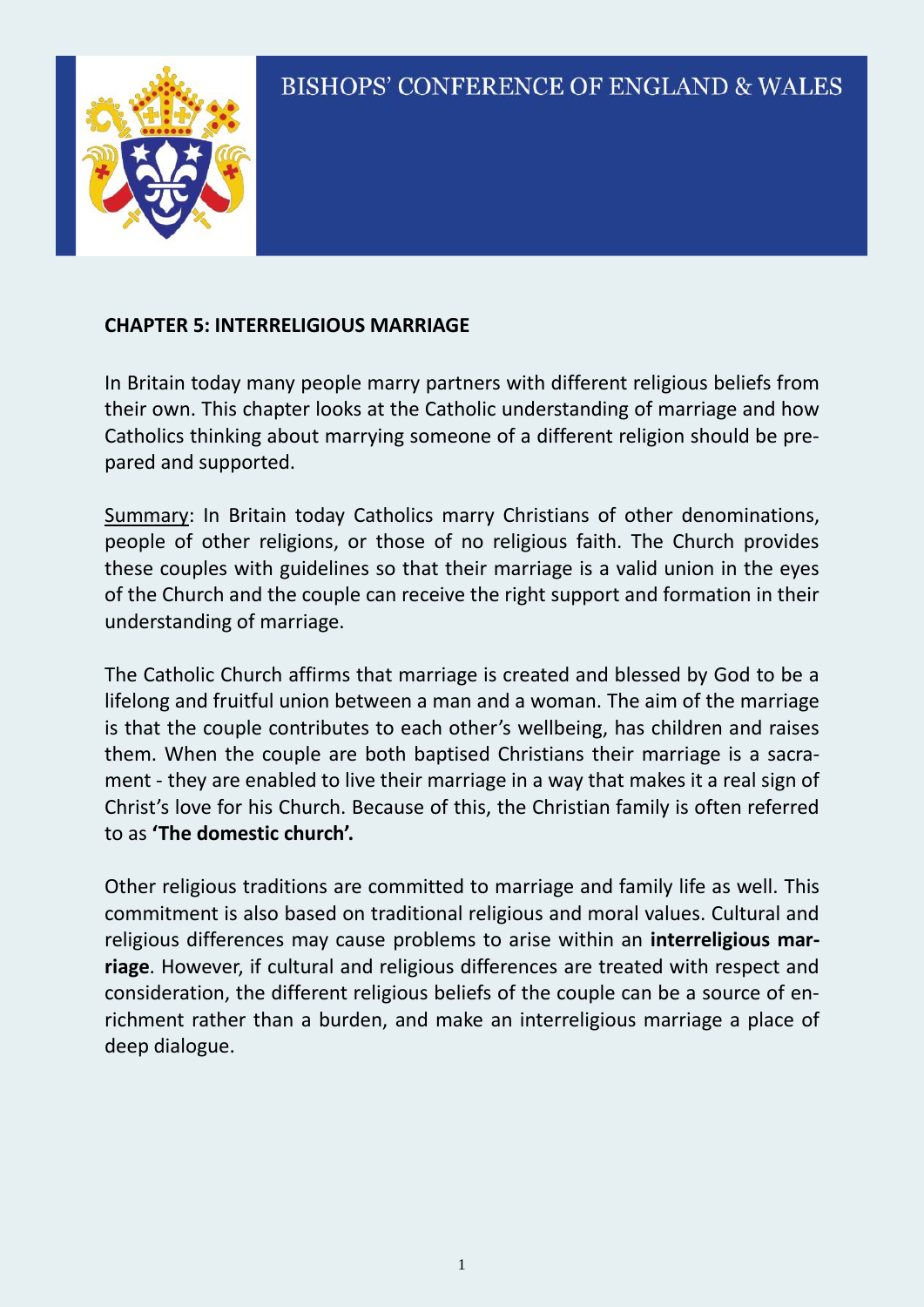BISHOPS' CONFERENCE OF ENGLAND & WALES

## CHAPTER 5: INTERRELIGIOUS MARRIAGE

In Britain today many people marry partners with different religious beliefs from their own. This chapter looks at the Catholic understanding of marriage and how Catholics thinking about marrying someone of a different religion should be prepared and supported.

Summary: In Britain today Catholics marry Christians of other denominations, people of other religions, or those of no religious faith. The Church provides these couples with guidelines so that their marriage is a valid union in the eyes of the Church and the couple can receive the right support and formation in their understanding of marriage.

The Catholic Church affirms that marriage is created and blessed by God to be a lifelong and fruitful union between a man and a woman. The aim of the marriage is that the couple contributes to each other's wellbeing, has children and raises them. When the couple are both baptised Christians their marriage is a sacrament - they are enabled to live their marriage in a way that makes it a real sign of Christ's love for his Church. Because of this, the Christian family is often referred to as **'The domestic church'.**

Other religious traditions are committed to marriage and family life as well. This commitment is also based on traditional religious and moral values. Cultural and religious differences may cause problems to arise within an **interreligious marriage**. However, if cultural and religious differences are treated with respect and consideration, the different religious beliefs of the couple can be a source of enrichment rather than a burden, and make an interreligious marriage a place of deep dialogue.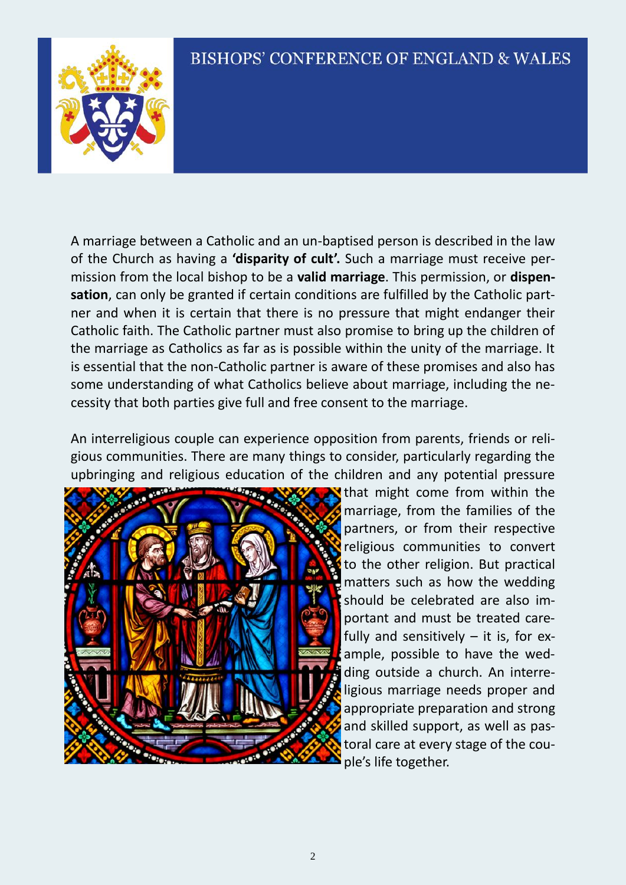A marriage between a Catholic and an un-baptised person is described in the law of the Church as having a **'disparity of cult'.** Such a marriage must receive permission from the local bishop to be a **valid marriage**. This permission, or **dispensation**, can only be granted if certain conditions are fulfilled by the Catholic partner and when it is certain that there is no pressure that might endanger their Catholic faith. The Catholic partner must also promise to bring up the children of the marriage as Catholics as far as is possible within the unity of the marriage. It is essential that the non-Catholic partner is aware of these promises and also has some understanding of what Catholics believe about marriage, including the necessity that both parties give full and free consent to the marriage.

An interreligious couple can experience opposition from parents, friends or religious communities. There are many things to consider, particularly regarding the upbringing and religious education of the children and any potential pressure that might come from within the marriage, from the families of the partners, or from their respective religious communities to convert to the other religion. But practical matters such as how the wedding should be celebrated are also important and must be treated carefully and sensitively – it is, for example, possible to have the wedding outside a church. An interreligious marriage needs proper and appropriate preparation and strong and skilled support, as well as pastoral care at every stage of the couple's life together.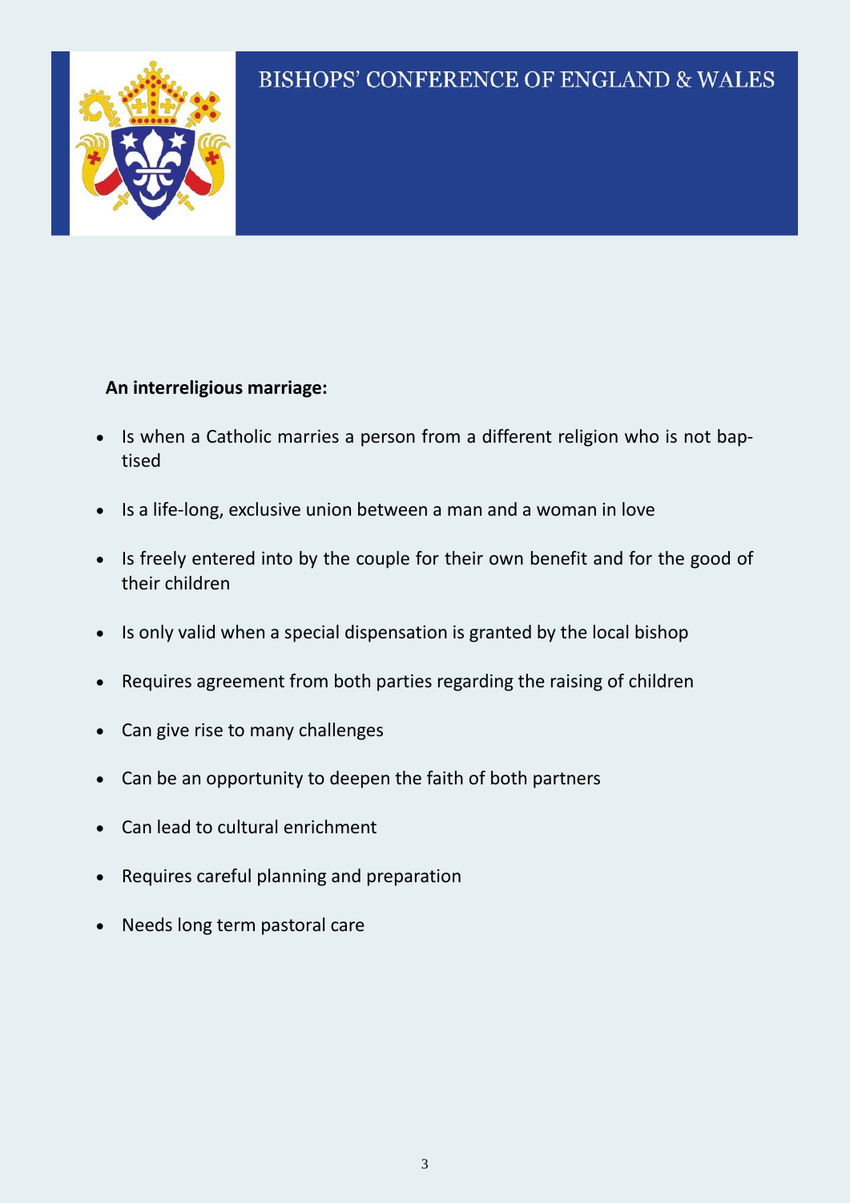**An interreligious marriage:**

- Is when a Catholic marries a person from a different religion who is not baptised
- Is a life-long, exclusive union between a man and a woman in love
- Is freely entered into by the couple for their own benefit and for the good of their children
- Is only valid when a special dispensation is granted by the local bishop
- Requires agreement from both parties regarding the raising of children
- Can give rise to many challenges
- Can be an opportunity to deepen the faith of both partners
- Can lead to cultural enrichment
- Requires careful planning and preparation
- Needs long term pastoral care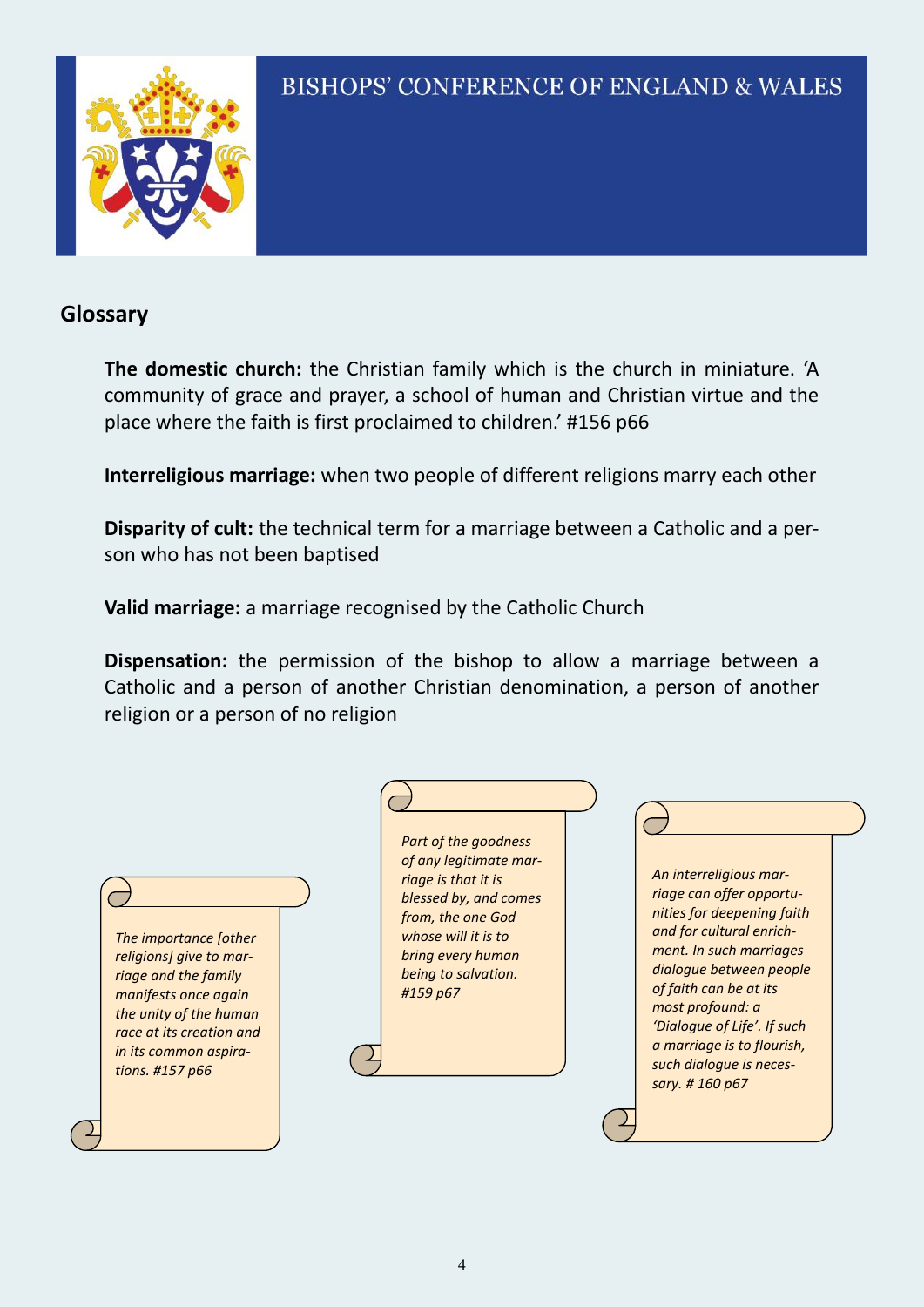## Glossary

**The domestic church:** the Christian family which is the church in miniature. 'A community of grace and prayer, a school of human and Christian virtue and the place where the faith is first proclaimed to children.' #156 p66

**Interreligious marriage:** when two people of different religions marry each other

**Disparity of cult:** the technical term for a marriage between a Catholic and a person who has not been baptised

**Valid marriage:** a marriage recognised by the Catholic Church

**Dispensation:** the permission of the bishop to allow a marriage between a Catholic and a person of another Christian denomination, a person of another religion or a person of no religion

*The importance [other religions] give to marriage and the family manifests once again the unity of the human race at its creation and in its common aspirations. #157 p66*

*Part of the goodness of any legitimate marriage is that it is blessed by, and comes from, the one God whose will it is to bring every human being to salvation. #159 p67*

*An interreligious marriage can offer opportunities for deepening faith and for cultural enrichment. In such marriages dialogue between people of faith can be at its most profound: a 'Dialogue of Life'. If such a marriage is to flourish, such dialogue is necessary. # 160 p67*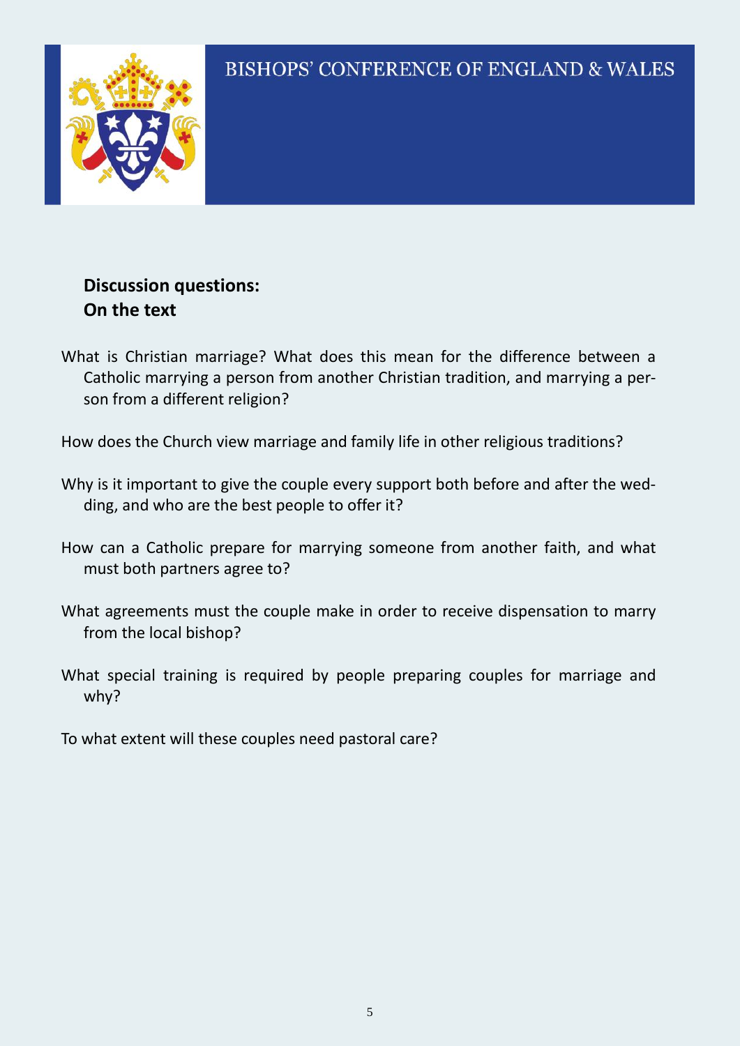**Discussion questions:**
**On the text**

What is Christian marriage? What does this mean for the difference between a Catholic marrying a person from another Christian tradition, and marrying a person from a different religion?

How does the Church view marriage and family life in other religious traditions?

Why is it important to give the couple every support both before and after the wedding, and who are the best people to offer it?

How can a Catholic prepare for marrying someone from another faith, and what must both partners agree to?

What agreements must the couple make in order to receive dispensation to marry from the local bishop?

What special training is required by people preparing couples for marriage and why?

To what extent will these couples need pastoral care?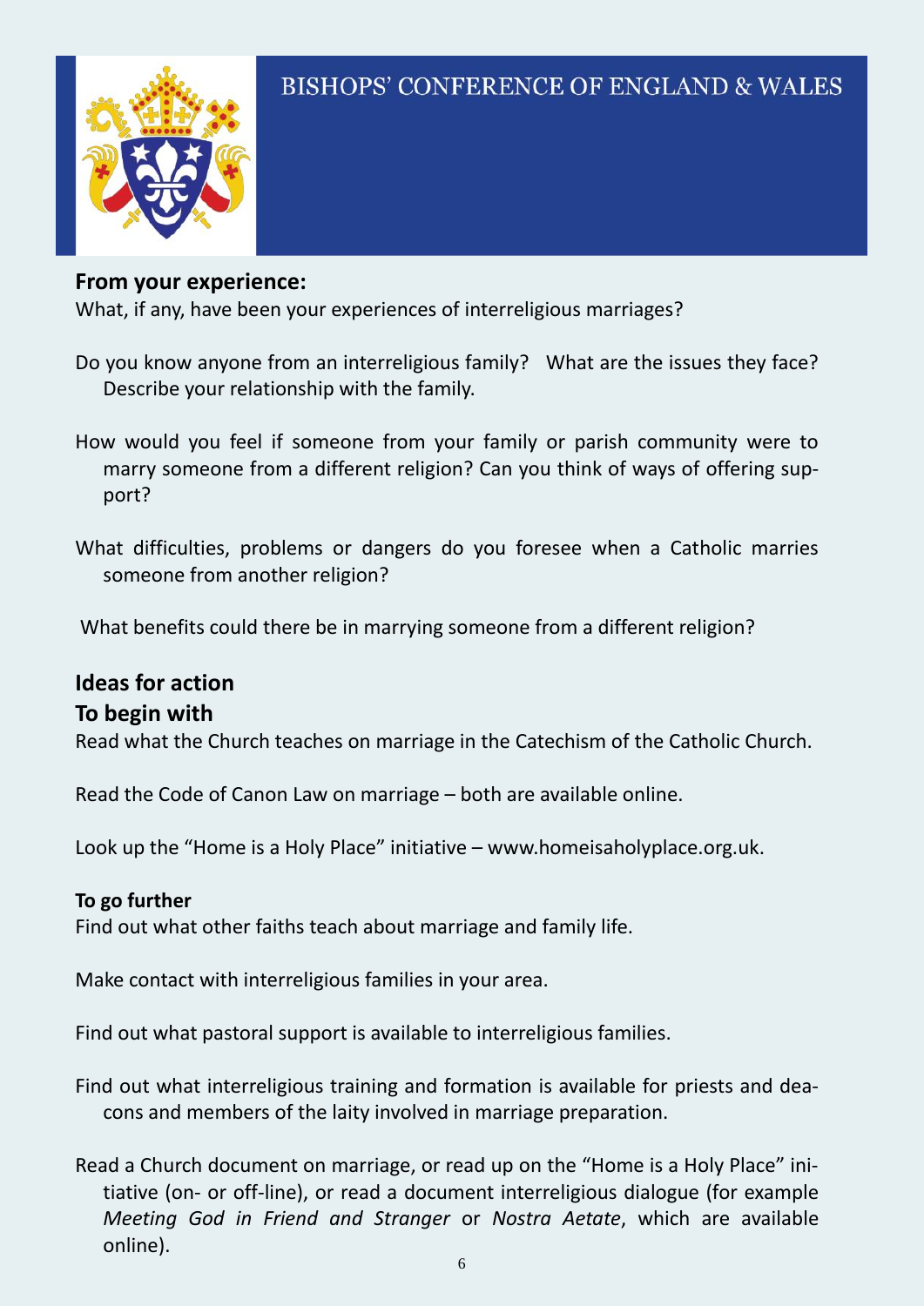**From your experience:**

What, if any, have been your experiences of interreligious marriages?

Do you know anyone from an interreligious family? What are the issues they face? Describe your relationship with the family.

How would you feel if someone from your family or parish community were to marry someone from a different religion? Can you think of ways of offering support?

What difficulties, problems or dangers do you foresee when a Catholic marries someone from another religion?

What benefits could there be in marrying someone from a different religion?

## Ideas for action

### To begin with

Read what the Church teaches on marriage in the Catechism of the Catholic Church.

Read the Code of Canon Law on marriage – both are available online.

Look up the "Home is a Holy Place" initiative – www.homeisaholyplace.org.uk.

**To go further**

Find out what other faiths teach about marriage and family life.

Make contact with interreligious families in your area.

Find out what pastoral support is available to interreligious families.

Find out what interreligious training and formation is available for priests and deacons and members of the laity involved in marriage preparation.

Read a Church document on marriage, or read up on the "Home is a Holy Place" initiative (on- or off-line), or read a document interreligious dialogue (for example *Meeting God in Friend and Stranger* or *Nostra Aetate*, which are available online).